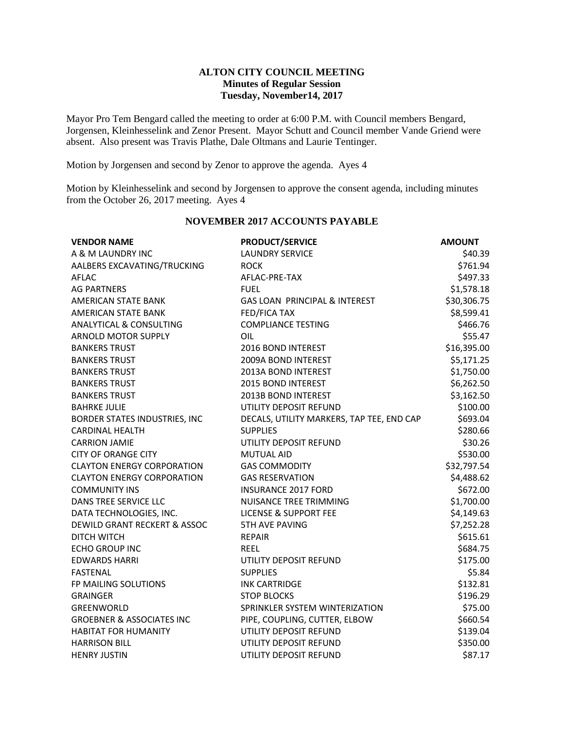**ALTON CITY COUNCIL MEETING**
**Minutes of Regular Session**
**Tuesday, November14, 2017**

Mayor Pro Tem Bengard called the meeting to order at 6:00 P.M. with Council members Bengard, Jorgensen, Kleinhesselink and Zenor Present. Mayor Schutt and Council member Vande Griend were absent. Also present was Travis Plathe, Dale Oltmans and Laurie Tentinger.

Motion by Jorgensen and second by Zenor to approve the agenda. Ayes 4

Motion by Kleinhesselink and second by Jorgensen to approve the consent agenda, including minutes from the October 26, 2017 meeting. Ayes 4

**NOVEMBER 2017 ACCOUNTS PAYABLE**

| VENDOR NAME | PRODUCT/SERVICE | AMOUNT |
|---|---|---|
| A & M LAUNDRY INC | LAUNDRY SERVICE | $40.39 |
| AALBERS EXCAVATING/TRUCKING | ROCK | $761.94 |
| AFLAC | AFLAC-PRE-TAX | $497.33 |
| AG PARTNERS | FUEL | $1,578.18 |
| AMERICAN STATE BANK | GAS LOAN PRINCIPAL & INTEREST | $30,306.75 |
| AMERICAN STATE BANK | FED/FICA TAX | $8,599.41 |
| ANALYTICAL & CONSULTING | COMPLIANCE TESTING | $466.76 |
| ARNOLD MOTOR SUPPLY | OIL | $55.47 |
| BANKERS TRUST | 2016 BOND INTEREST | $16,395.00 |
| BANKERS TRUST | 2009A BOND INTEREST | $5,171.25 |
| BANKERS TRUST | 2013A BOND INTEREST | $1,750.00 |
| BANKERS TRUST | 2015 BOND INTEREST | $6,262.50 |
| BANKERS TRUST | 2013B BOND INTEREST | $3,162.50 |
| BAHRKE JULIE | UTILITY DEPOSIT REFUND | $100.00 |
| BORDER STATES INDUSTRIES, INC | DECALS, UTILITY MARKERS, TAP TEE, END CAP | $693.04 |
| CARDINAL HEALTH | SUPPLIES | $280.66 |
| CARRION JAMIE | UTILITY DEPOSIT REFUND | $30.26 |
| CITY OF ORANGE CITY | MUTUAL AID | $530.00 |
| CLAYTON ENERGY CORPORATION | GAS COMMODITY | $32,797.54 |
| CLAYTON ENERGY CORPORATION | GAS RESERVATION | $4,488.62 |
| COMMUNITY INS | INSURANCE 2017 FORD | $672.00 |
| DANS TREE SERVICE LLC | NUISANCE TREE TRIMMING | $1,700.00 |
| DATA TECHNOLOGIES, INC. | LICENSE & SUPPORT FEE | $4,149.63 |
| DEWILD GRANT RECKERT & ASSOC | 5TH AVE PAVING | $7,252.28 |
| DITCH WITCH | REPAIR | $615.61 |
| ECHO GROUP INC | REEL | $684.75 |
| EDWARDS HARRI | UTILITY DEPOSIT REFUND | $175.00 |
| FASTENAL | SUPPLIES | $5.84 |
| FP MAILING SOLUTIONS | INK CARTRIDGE | $132.81 |
| GRAINGER | STOP BLOCKS | $196.29 |
| GREENWORLD | SPRINKLER SYSTEM WINTERIZATION | $75.00 |
| GROEBNER & ASSOCIATES INC | PIPE, COUPLING, CUTTER, ELBOW | $660.54 |
| HABITAT FOR HUMANITY | UTILITY DEPOSIT REFUND | $139.04 |
| HARRISON BILL | UTILITY DEPOSIT REFUND | $350.00 |
| HENRY JUSTIN | UTILITY DEPOSIT REFUND | $87.17 |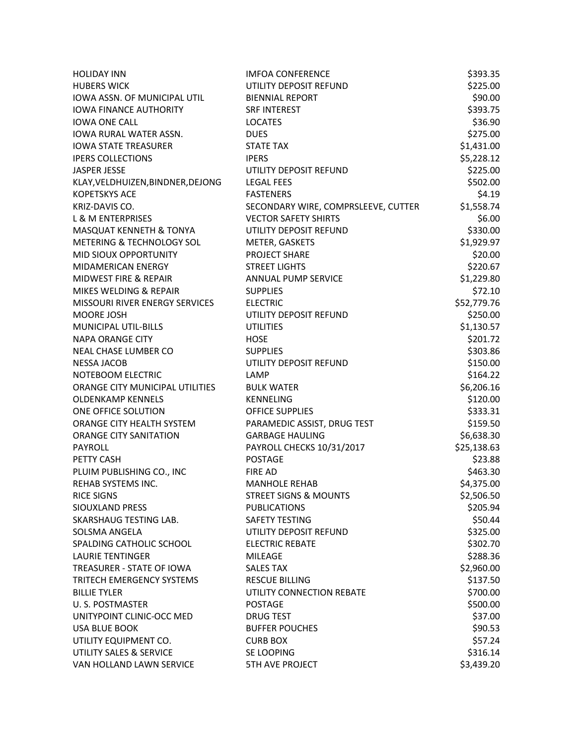| | | |
|---|---|---|
| HOLIDAY INN | IMFOA CONFERENCE | $393.35 |
| HUBERS WICK | UTILITY DEPOSIT REFUND | $225.00 |
| IOWA ASSN. OF MUNICIPAL UTIL | BIENNIAL REPORT | $90.00 |
| IOWA FINANCE AUTHORITY | SRF INTEREST | $393.75 |
| IOWA ONE CALL | LOCATES | $36.90 |
| IOWA RURAL WATER ASSN. | DUES | $275.00 |
| IOWA STATE TREASURER | STATE TAX | $1,431.00 |
| IPERS COLLECTIONS | IPERS | $5,228.12 |
| JASPER JESSE | UTILITY DEPOSIT REFUND | $225.00 |
| KLAY,VELDHUIZEN,BINDNER,DEJONG | LEGAL FEES | $502.00 |
| KOPETSKYS ACE | FASTENERS | $4.19 |
| KRIZ-DAVIS CO. | SECONDARY WIRE, COMPRSLEEVE, CUTTER | $1,558.74 |
| L & M ENTERPRISES | VECTOR SAFETY SHIRTS | $6.00 |
| MASQUAT KENNETH & TONYA | UTILITY DEPOSIT REFUND | $330.00 |
| METERING & TECHNOLOGY SOL | METER, GASKETS | $1,929.97 |
| MID SIOUX OPPORTUNITY | PROJECT SHARE | $20.00 |
| MIDAMERICAN ENERGY | STREET LIGHTS | $220.67 |
| MIDWEST FIRE & REPAIR | ANNUAL PUMP SERVICE | $1,229.80 |
| MIKES WELDING & REPAIR | SUPPLIES | $72.10 |
| MISSOURI RIVER ENERGY SERVICES | ELECTRIC | $52,779.76 |
| MOORE JOSH | UTILITY DEPOSIT REFUND | $250.00 |
| MUNICIPAL UTIL-BILLS | UTILITIES | $1,130.57 |
| NAPA ORANGE CITY | HOSE | $201.72 |
| NEAL CHASE LUMBER CO | SUPPLIES | $303.86 |
| NESSA JACOB | UTILITY DEPOSIT REFUND | $150.00 |
| NOTEBOOM ELECTRIC | LAMP | $164.22 |
| ORANGE CITY MUNICIPAL UTILITIES | BULK WATER | $6,206.16 |
| OLDENKAMP KENNELS | KENNELING | $120.00 |
| ONE OFFICE SOLUTION | OFFICE SUPPLIES | $333.31 |
| ORANGE CITY HEALTH SYSTEM | PARAMEDIC ASSIST, DRUG TEST | $159.50 |
| ORANGE CITY SANITATION | GARBAGE HAULING | $6,638.30 |
| PAYROLL | PAYROLL CHECKS 10/31/2017 | $25,138.63 |
| PETTY CASH | POSTAGE | $23.88 |
| PLUIM PUBLISHING CO., INC | FIRE AD | $463.30 |
| REHAB SYSTEMS INC. | MANHOLE REHAB | $4,375.00 |
| RICE SIGNS | STREET SIGNS & MOUNTS | $2,506.50 |
| SIOUXLAND PRESS | PUBLICATIONS | $205.94 |
| SKARSHAUG TESTING LAB. | SAFETY TESTING | $50.44 |
| SOLSMA ANGELA | UTILITY DEPOSIT REFUND | $325.00 |
| SPALDING CATHOLIC SCHOOL | ELECTRIC REBATE | $302.70 |
| LAURIE TENTINGER | MILEAGE | $288.36 |
| TREASURER - STATE OF IOWA | SALES TAX | $2,960.00 |
| TRITECH EMERGENCY SYSTEMS | RESCUE BILLING | $137.50 |
| BILLIE TYLER | UTILITY CONNECTION REBATE | $700.00 |
| U. S. POSTMASTER | POSTAGE | $500.00 |
| UNITYPOINT CLINIC-OCC MED | DRUG TEST | $37.00 |
| USA BLUE BOOK | BUFFER POUCHES | $90.53 |
| UTILITY EQUIPMENT CO. | CURB BOX | $57.24 |
| UTILITY SALES & SERVICE | SE LOOPING | $316.14 |
| VAN HOLLAND LAWN SERVICE | 5TH AVE PROJECT | $3,439.20 |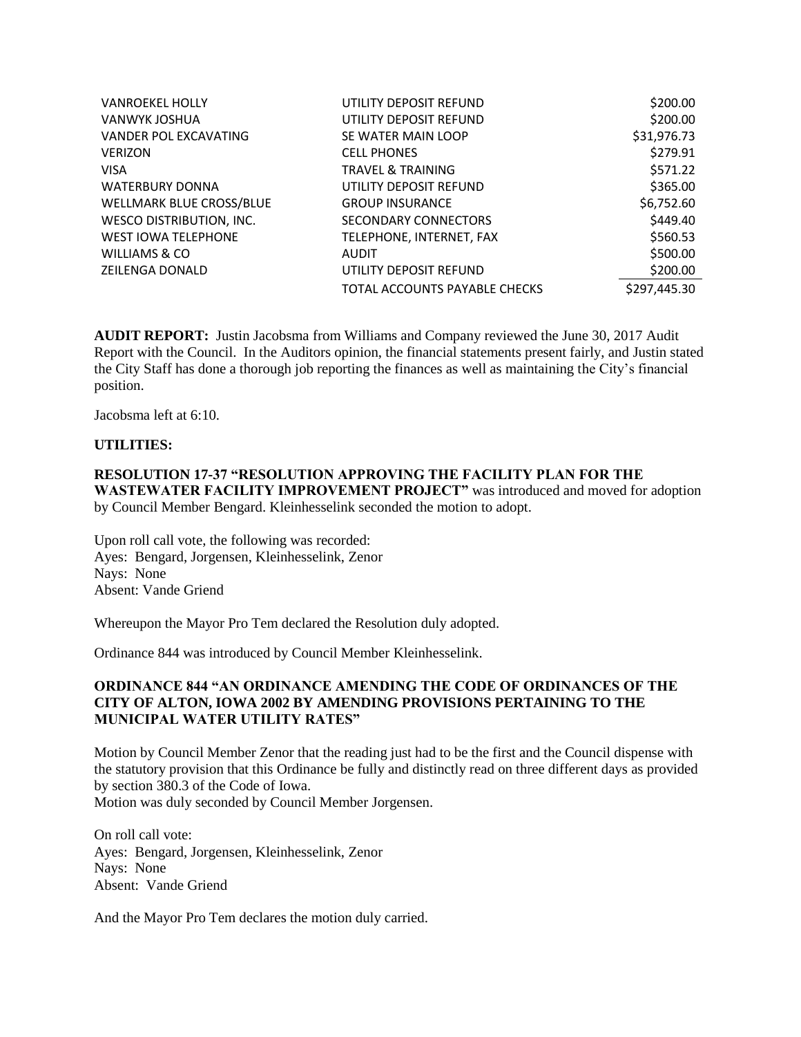| | | |
|---|---|---|
| VANROEKEL HOLLY | UTILITY DEPOSIT REFUND | $200.00 |
| VANWYK JOSHUA | UTILITY DEPOSIT REFUND | $200.00 |
| VANDER POL EXCAVATING | SE WATER MAIN LOOP | $31,976.73 |
| VERIZON | CELL PHONES | $279.91 |
| VISA | TRAVEL & TRAINING | $571.22 |
| WATERBURY DONNA | UTILITY DEPOSIT REFUND | $365.00 |
| WELLMARK BLUE CROSS/BLUE | GROUP INSURANCE | $6,752.60 |
| WESCO DISTRIBUTION, INC. | SECONDARY CONNECTORS | $449.40 |
| WEST IOWA TELEPHONE | TELEPHONE, INTERNET, FAX | $560.53 |
| WILLIAMS & CO | AUDIT | $500.00 |
| ZEILENGA DONALD | UTILITY DEPOSIT REFUND | $200.00 |
| | TOTAL ACCOUNTS PAYABLE CHECKS | $297,445.30 |

**AUDIT REPORT:** Justin Jacobsma from Williams and Company reviewed the June 30, 2017 Audit Report with the Council. In the Auditors opinion, the financial statements present fairly, and Justin stated the City Staff has done a thorough job reporting the finances as well as maintaining the City's financial position.

Jacobsma left at 6:10.

**UTILITIES:**

**RESOLUTION 17-37 "RESOLUTION APPROVING THE FACILITY PLAN FOR THE WASTEWATER FACILITY IMPROVEMENT PROJECT"** was introduced and moved for adoption by Council Member Bengard. Kleinhesselink seconded the motion to adopt.

Upon roll call vote, the following was recorded:
Ayes: Bengard, Jorgensen, Kleinhesselink, Zenor
Nays: None
Absent: Vande Griend

Whereupon the Mayor Pro Tem declared the Resolution duly adopted.

Ordinance 844 was introduced by Council Member Kleinhesselink.

**ORDINANCE 844 "AN ORDINANCE AMENDING THE CODE OF ORDINANCES OF THE CITY OF ALTON, IOWA 2002 BY AMENDING PROVISIONS PERTAINING TO THE MUNICIPAL WATER UTILITY RATES"**

Motion by Council Member Zenor that the reading just had to be the first and the Council dispense with the statutory provision that this Ordinance be fully and distinctly read on three different days as provided by section 380.3 of the Code of Iowa.
Motion was duly seconded by Council Member Jorgensen.

On roll call vote:
Ayes: Bengard, Jorgensen, Kleinhesselink, Zenor
Nays: None
Absent: Vande Griend

And the Mayor Pro Tem declares the motion duly carried.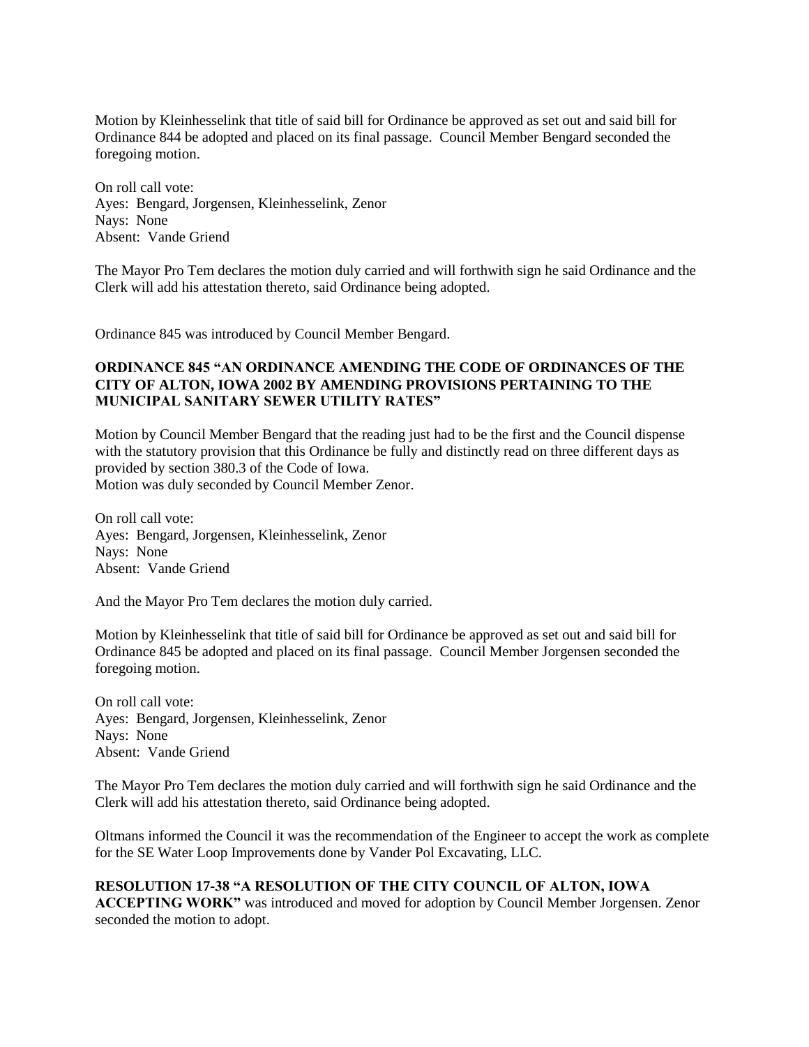Motion by Kleinhesselink that title of said bill for Ordinance be approved as set out and said bill for Ordinance 844 be adopted and placed on its final passage. Council Member Bengard seconded the foregoing motion.

On roll call vote:
Ayes: Bengard, Jorgensen, Kleinhesselink, Zenor
Nays: None
Absent: Vande Griend

The Mayor Pro Tem declares the motion duly carried and will forthwith sign he said Ordinance and the Clerk will add his attestation thereto, said Ordinance being adopted.

Ordinance 845 was introduced by Council Member Bengard.

**ORDINANCE 845 "AN ORDINANCE AMENDING THE CODE OF ORDINANCES OF THE CITY OF ALTON, IOWA 2002 BY AMENDING PROVISIONS PERTAINING TO THE MUNICIPAL SANITARY SEWER UTILITY RATES"**

Motion by Council Member Bengard that the reading just had to be the first and the Council dispense with the statutory provision that this Ordinance be fully and distinctly read on three different days as provided by section 380.3 of the Code of Iowa.
Motion was duly seconded by Council Member Zenor.

On roll call vote:
Ayes: Bengard, Jorgensen, Kleinhesselink, Zenor
Nays: None
Absent: Vande Griend

And the Mayor Pro Tem declares the motion duly carried.

Motion by Kleinhesselink that title of said bill for Ordinance be approved as set out and said bill for Ordinance 845 be adopted and placed on its final passage. Council Member Jorgensen seconded the foregoing motion.

On roll call vote:
Ayes: Bengard, Jorgensen, Kleinhesselink, Zenor
Nays: None
Absent: Vande Griend

The Mayor Pro Tem declares the motion duly carried and will forthwith sign he said Ordinance and the Clerk will add his attestation thereto, said Ordinance being adopted.

Oltmans informed the Council it was the recommendation of the Engineer to accept the work as complete for the SE Water Loop Improvements done by Vander Pol Excavating, LLC.

**RESOLUTION 17-38 "A RESOLUTION OF THE CITY COUNCIL OF ALTON, IOWA ACCEPTING WORK"** was introduced and moved for adoption by Council Member Jorgensen. Zenor seconded the motion to adopt.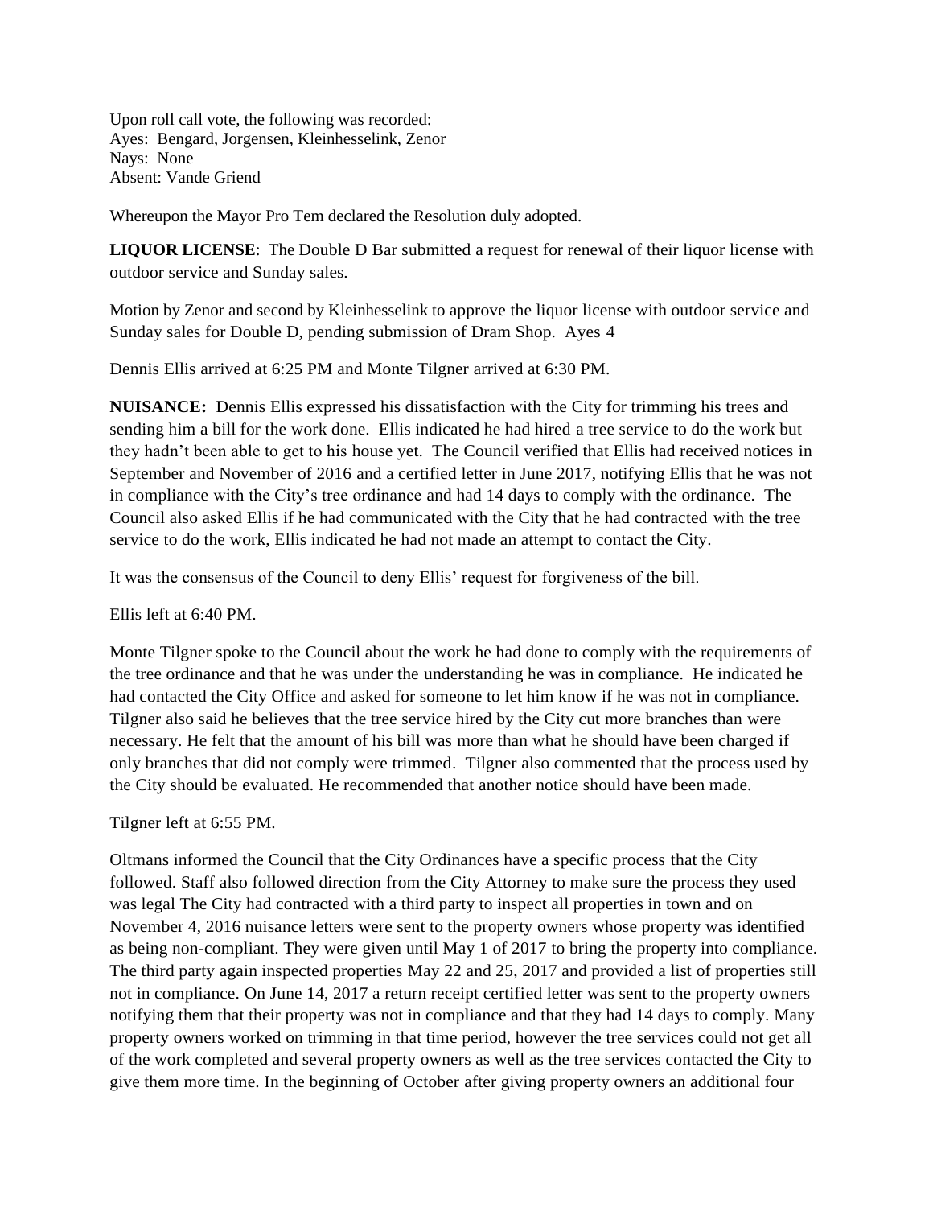Upon roll call vote, the following was recorded:
Ayes: Bengard, Jorgensen, Kleinhesselink, Zenor
Nays: None
Absent: Vande Griend

Whereupon the Mayor Pro Tem declared the Resolution duly adopted.

**LIQUOR LICENSE**: The Double D Bar submitted a request for renewal of their liquor license with outdoor service and Sunday sales.

Motion by Zenor and second by Kleinhesselink to approve the liquor license with outdoor service and Sunday sales for Double D, pending submission of Dram Shop. Ayes 4

Dennis Ellis arrived at 6:25 PM and Monte Tilgner arrived at 6:30 PM.

**NUISANCE:** Dennis Ellis expressed his dissatisfaction with the City for trimming his trees and sending him a bill for the work done. Ellis indicated he had hired a tree service to do the work but they hadn't been able to get to his house yet. The Council verified that Ellis had received notices in September and November of 2016 and a certified letter in June 2017, notifying Ellis that he was not in compliance with the City's tree ordinance and had 14 days to comply with the ordinance. The Council also asked Ellis if he had communicated with the City that he had contracted with the tree service to do the work, Ellis indicated he had not made an attempt to contact the City.

It was the consensus of the Council to deny Ellis' request for forgiveness of the bill.

Ellis left at 6:40 PM.

Monte Tilgner spoke to the Council about the work he had done to comply with the requirements of the tree ordinance and that he was under the understanding he was in compliance. He indicated he had contacted the City Office and asked for someone to let him know if he was not in compliance. Tilgner also said he believes that the tree service hired by the City cut more branches than were necessary. He felt that the amount of his bill was more than what he should have been charged if only branches that did not comply were trimmed. Tilgner also commented that the process used by the City should be evaluated. He recommended that another notice should have been made.

Tilgner left at 6:55 PM.

Oltmans informed the Council that the City Ordinances have a specific process that the City followed. Staff also followed direction from the City Attorney to make sure the process they used was legal The City had contracted with a third party to inspect all properties in town and on November 4, 2016 nuisance letters were sent to the property owners whose property was identified as being non-compliant. They were given until May 1 of 2017 to bring the property into compliance. The third party again inspected properties May 22 and 25, 2017 and provided a list of properties still not in compliance. On June 14, 2017 a return receipt certified letter was sent to the property owners notifying them that their property was not in compliance and that they had 14 days to comply. Many property owners worked on trimming in that time period, however the tree services could not get all of the work completed and several property owners as well as the tree services contacted the City to give them more time. In the beginning of October after giving property owners an additional four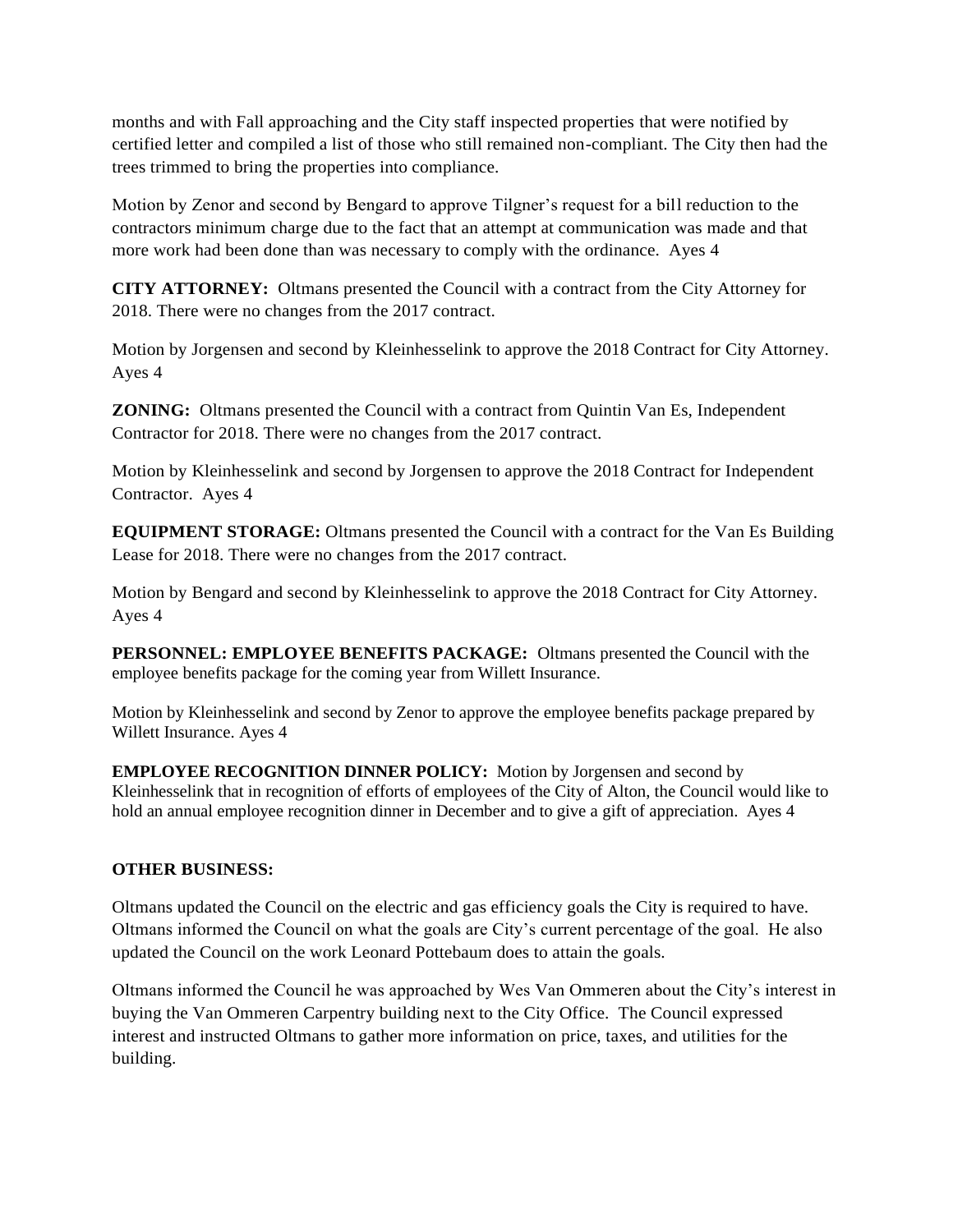months and with Fall approaching and the City staff inspected properties that were notified by certified letter and compiled a list of those who still remained non-compliant. The City then had the trees trimmed to bring the properties into compliance.

Motion by Zenor and second by Bengard to approve Tilgner's request for a bill reduction to the contractors minimum charge due to the fact that an attempt at communication was made and that more work had been done than was necessary to comply with the ordinance. Ayes 4

**CITY ATTORNEY:** Oltmans presented the Council with a contract from the City Attorney for 2018. There were no changes from the 2017 contract.

Motion by Jorgensen and second by Kleinhesselink to approve the 2018 Contract for City Attorney. Ayes 4

**ZONING:** Oltmans presented the Council with a contract from Quintin Van Es, Independent Contractor for 2018. There were no changes from the 2017 contract.

Motion by Kleinhesselink and second by Jorgensen to approve the 2018 Contract for Independent Contractor. Ayes 4

**EQUIPMENT STORAGE:** Oltmans presented the Council with a contract for the Van Es Building Lease for 2018. There were no changes from the 2017 contract.

Motion by Bengard and second by Kleinhesselink to approve the 2018 Contract for City Attorney. Ayes 4

**PERSONNEL: EMPLOYEE BENEFITS PACKAGE:** Oltmans presented the Council with the employee benefits package for the coming year from Willett Insurance.

Motion by Kleinhesselink and second by Zenor to approve the employee benefits package prepared by Willett Insurance. Ayes 4

**EMPLOYEE RECOGNITION DINNER POLICY:** Motion by Jorgensen and second by Kleinhesselink that in recognition of efforts of employees of the City of Alton, the Council would like to hold an annual employee recognition dinner in December and to give a gift of appreciation. Ayes 4

**OTHER BUSINESS:**

Oltmans updated the Council on the electric and gas efficiency goals the City is required to have. Oltmans informed the Council on what the goals are City's current percentage of the goal. He also updated the Council on the work Leonard Pottebaum does to attain the goals.

Oltmans informed the Council he was approached by Wes Van Ommeren about the City's interest in buying the Van Ommeren Carpentry building next to the City Office. The Council expressed interest and instructed Oltmans to gather more information on price, taxes, and utilities for the building.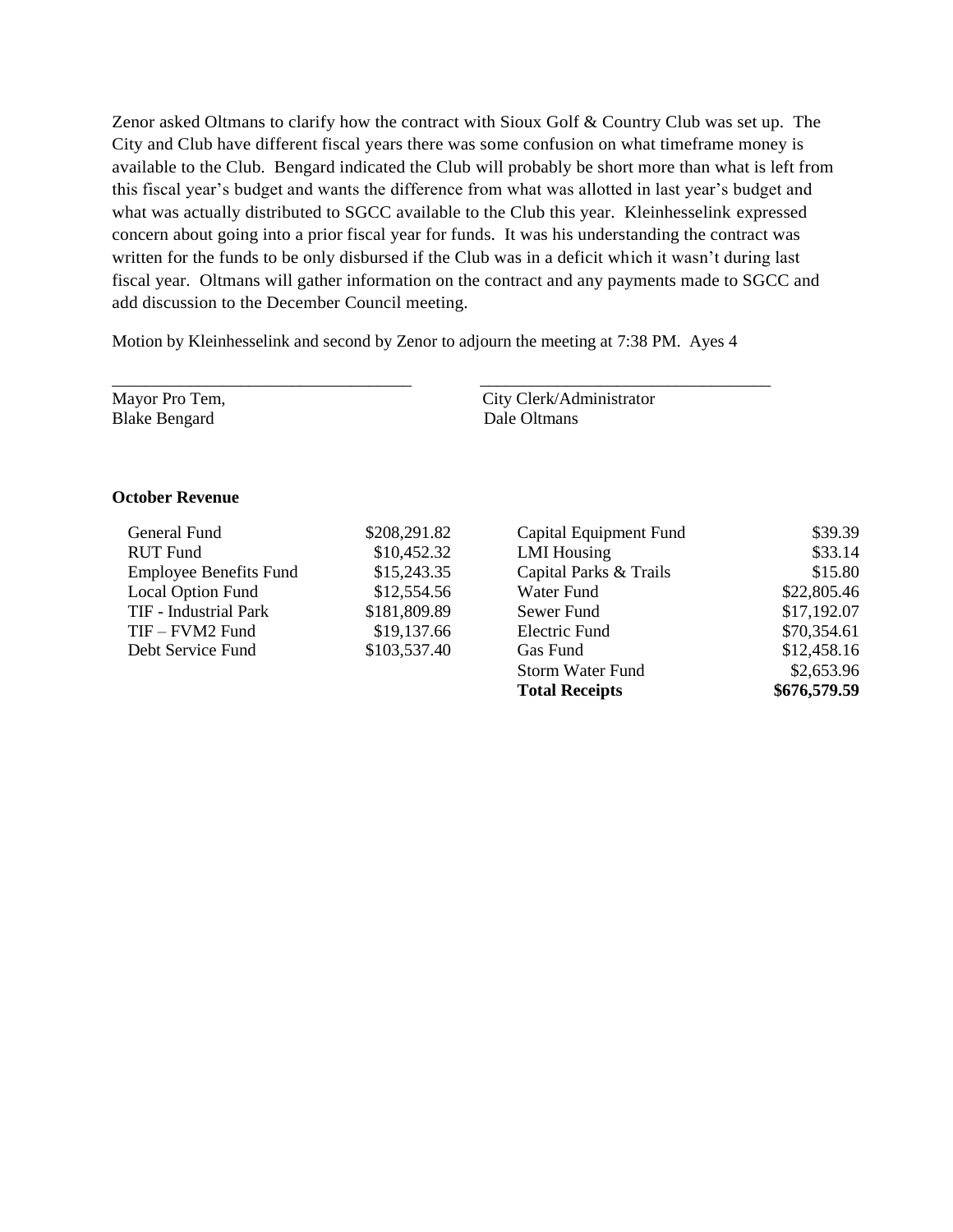Zenor asked Oltmans to clarify how the contract with Sioux Golf & Country Club was set up. The City and Club have different fiscal years there was some confusion on what timeframe money is available to the Club. Bengard indicated the Club will probably be short more than what is left from this fiscal year's budget and wants the difference from what was allotted in last year's budget and what was actually distributed to SGCC available to the Club this year. Kleinhesselink expressed concern about going into a prior fiscal year for funds. It was his understanding the contract was written for the funds to be only disbursed if the Club was in a deficit which it wasn't during last fiscal year. Oltmans will gather information on the contract and any payments made to SGCC and add discussion to the December Council meeting.

Motion by Kleinhesselink and second by Zenor to adjourn the meeting at 7:38 PM. Ayes 4

\_\_\_\_\_\_\_\_\_\_\_\_\_\_\_\_\_\_\_\_\_\_\_\_\_\_\_\_\_\_\_\_\_\_\_
Mayor Pro Tem,
Blake Bengard

\_\_\_\_\_\_\_\_\_\_\_\_\_\_\_\_\_\_\_\_\_\_\_\_\_\_\_\_\_\_\_\_\_\_\_
City Clerk/Administrator
Dale Oltmans

**October Revenue**

| | | | |
|---|---|---|---|
| General Fund | $208,291.82 | Capital Equipment Fund | $39.39 |
| RUT Fund | $10,452.32 | LMI Housing | $33.14 |
| Employee Benefits Fund | $15,243.35 | Capital Parks & Trails | $15.80 |
| Local Option Fund | $12,554.56 | Water Fund | $22,805.46 |
| TIF - Industrial Park | $181,809.89 | Sewer Fund | $17,192.07 |
| TIF – FVM2 Fund | $19,137.66 | Electric Fund | $70,354.61 |
| Debt Service Fund | $103,537.40 | Gas Fund | $12,458.16 |
| | | Storm Water Fund | $2,653.96 |
| | | **Total Receipts** | **$676,579.59** |